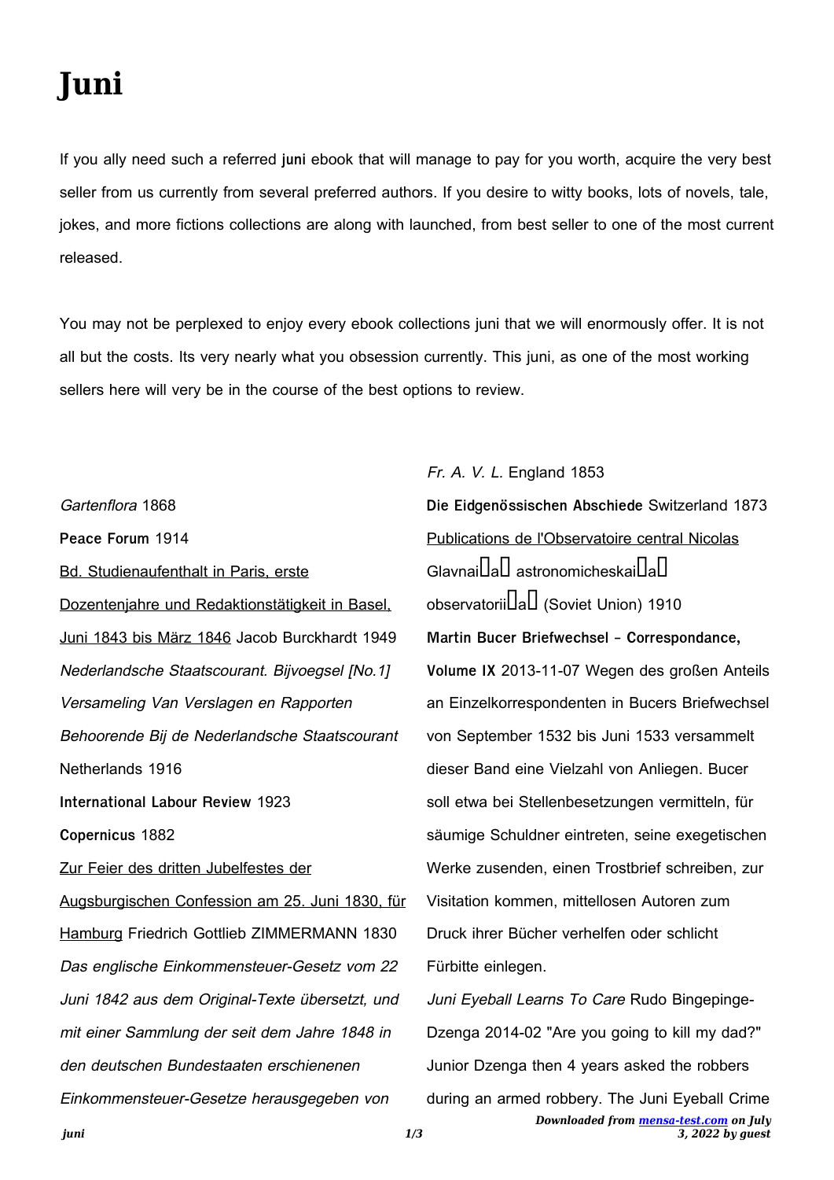# Juni

If you ally need such a referred **juni** ebook that will manage to pay for you worth, acquire the very best seller from us currently from several preferred authors. If you desire to witty books, lots of novels, tale, jokes, and more fictions collections are along with launched, from best seller to one of the most current released.

You may not be perplexed to enjoy every ebook collections juni that we will enormously offer. It is not all but the costs. Its very nearly what you obsession currently. This juni, as one of the most working sellers here will very be in the course of the best options to review.

*Gartenflora* 1868

**Peace Forum** 1914

Bd. Studienaufenthalt in Paris, erste Dozentenjahre und Redaktionstätigkeit in Basel, Juni 1843 bis März 1846 Jacob Burckhardt 1949

*Nederlandsche Staatscourant. Bijvoegsel [No.1] Versameling Van Verslagen en Rapporten Behoorende Bij de Nederlandsche Staatscourant* Netherlands 1916

**International Labour Review** 1923

**Copernicus** 1882

Zur Feier des dritten Jubelfestes der Augsburgischen Confession am 25. Juni 1830, für Hamburg Friedrich Gottlieb ZIMMERMANN 1830

*Das englische Einkommensteuer-Gesetz vom 22 Juni 1842 aus dem Original-Texte übersetzt, und mit einer Sammlung der seit dem Jahre 1848 in den deutschen Bundestaaten erschienenen Einkommensteuer-Gesetze herausgegeben von Fr. A. V. L.* England 1853

**Die Eidgenössischen Abschiede** Switzerland 1873

Publications de l'Observatoire central Nicolas Glavnaia astronomicheskaia observatoriia (Soviet Union) 1910

**Martin Bucer Briefwechsel - Correspondance, Volume IX** 2013-11-07 Wegen des großen Anteils an Einzelkorrespondenten in Bucers Briefwechsel von September 1532 bis Juni 1533 versammelt dieser Band eine Vielzahl von Anliegen. Bucer soll etwa bei Stellenbesetzungen vermitteln, für säumige Schuldner eintreten, seine exegetischen Werke zusenden, einen Trostbrief schreiben, zur Visitation kommen, mittellosen Autoren zum Druck ihrer Bücher verhelfen oder schlicht Fürbitte einlegen.

*Juni Eyeball Learns To Care* Rudo Bingepinge-Dzenga 2014-02 "Are you going to kill my dad?" Junior Dzenga then 4 years asked the robbers during an armed robbery. The Juni Eyeball Crime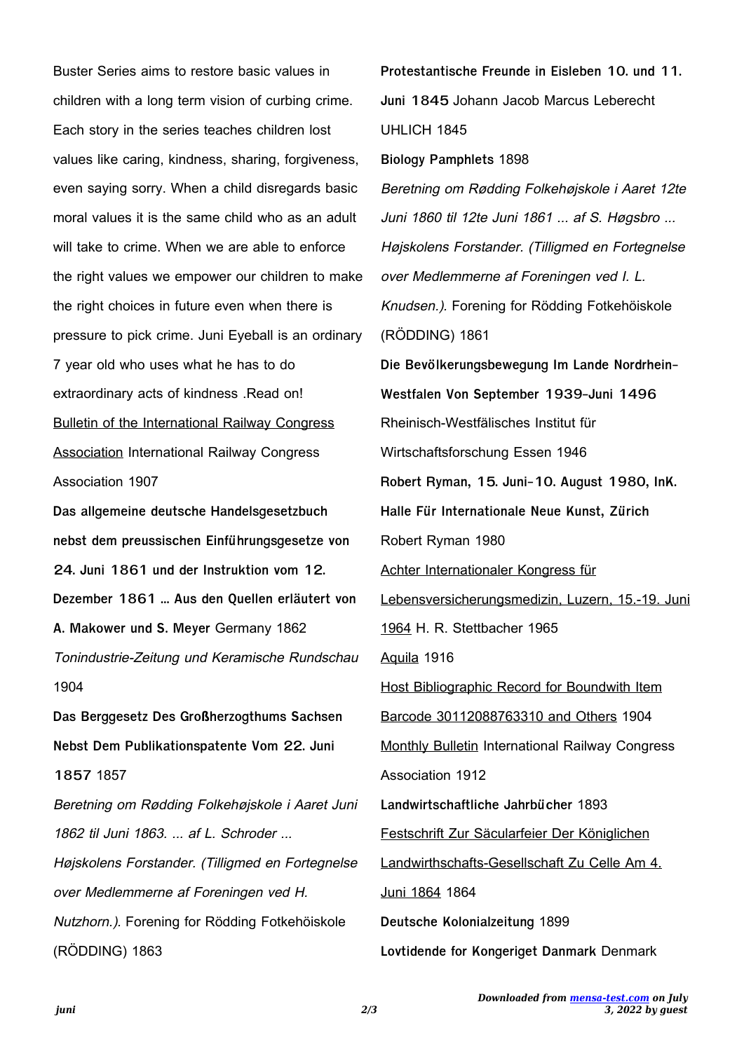Buster Series aims to restore basic values in children with a long term vision of curbing crime. Each story in the series teaches children lost values like caring, kindness, sharing, forgiveness, even saying sorry. When a child disregards basic moral values it is the same child who as an adult will take to crime. When we are able to enforce the right values we empower our children to make the right choices in future even when there is pressure to pick crime. Juni Eyeball is an ordinary 7 year old who uses what he has to do extraordinary acts of kindness .Read on!

Bulletin of the International Railway Congress Association International Railway Congress Association 1907

**Das allgemeine deutsche Handelsgesetzbuch nebst dem preussischen Einführungsgesetze von 24. Juni 1861 und der Instruktion vom 12. Dezember 1861 ... Aus den Quellen erläutert von A. Makower und S. Meyer** Germany 1862

*Tonindustrie-Zeitung und Keramische Rundschau* 1904

**Das Berggesetz Des Großherzogthums Sachsen Nebst Dem Publikationspatente Vom 22. Juni 1857** 1857

*Beretning om Rødding Folkehøjskole i Aaret Juni 1862 til Juni 1863. ... af L. Schroder ... Højskolens Forstander. (Tilligmed en Fortegnelse over Medlemmerne af Foreningen ved H. Nutzhorn.).* Forening for Rödding Fotkehöiskole (RÖDDING) 1863

**Protestantische Freunde in Eisleben 10. und 11. Juni 1845** Johann Jacob Marcus Leberecht UHLICH 1845

**Biology Pamphlets** 1898

*Beretning om Rødding Folkehøjskole i Aaret 12te Juni 1860 til 12te Juni 1861 ... af S. Høgsbro ... Højskolens Forstander. (Tilligmed en Fortegnelse over Medlemmerne af Foreningen ved I. L. Knudsen.).* Forening for Rödding Fotkehöiskole (RÖDDING) 1861

**Die Bevölkerungsbewegung Im Lande Nordrhein-Westfalen Von September 1939-Juni 1496** Rheinisch-Westfälisches Institut für Wirtschaftsforschung Essen 1946

**Robert Ryman, 15. Juni-10. August 1980, InK. Halle Für Internationale Neue Kunst, Zürich** Robert Ryman 1980

Achter Internationaler Kongress für Lebensversicherungsmedizin, Luzern, 15.-19. Juni 1964 H. R. Stettbacher 1965

Aquila 1916

Host Bibliographic Record for Boundwith Item Barcode 30112088763310 and Others 1904

Monthly Bulletin International Railway Congress Association 1912

**Landwirtschaftliche Jahrbücher** 1893

Festschrift Zur Säcularfeier Der Königlichen Landwirthschafts-Gesellschaft Zu Celle Am 4. Juni 1864 1864

**Deutsche Kolonialzeitung** 1899

**Lovtidende for Kongeriget Danmark** Denmark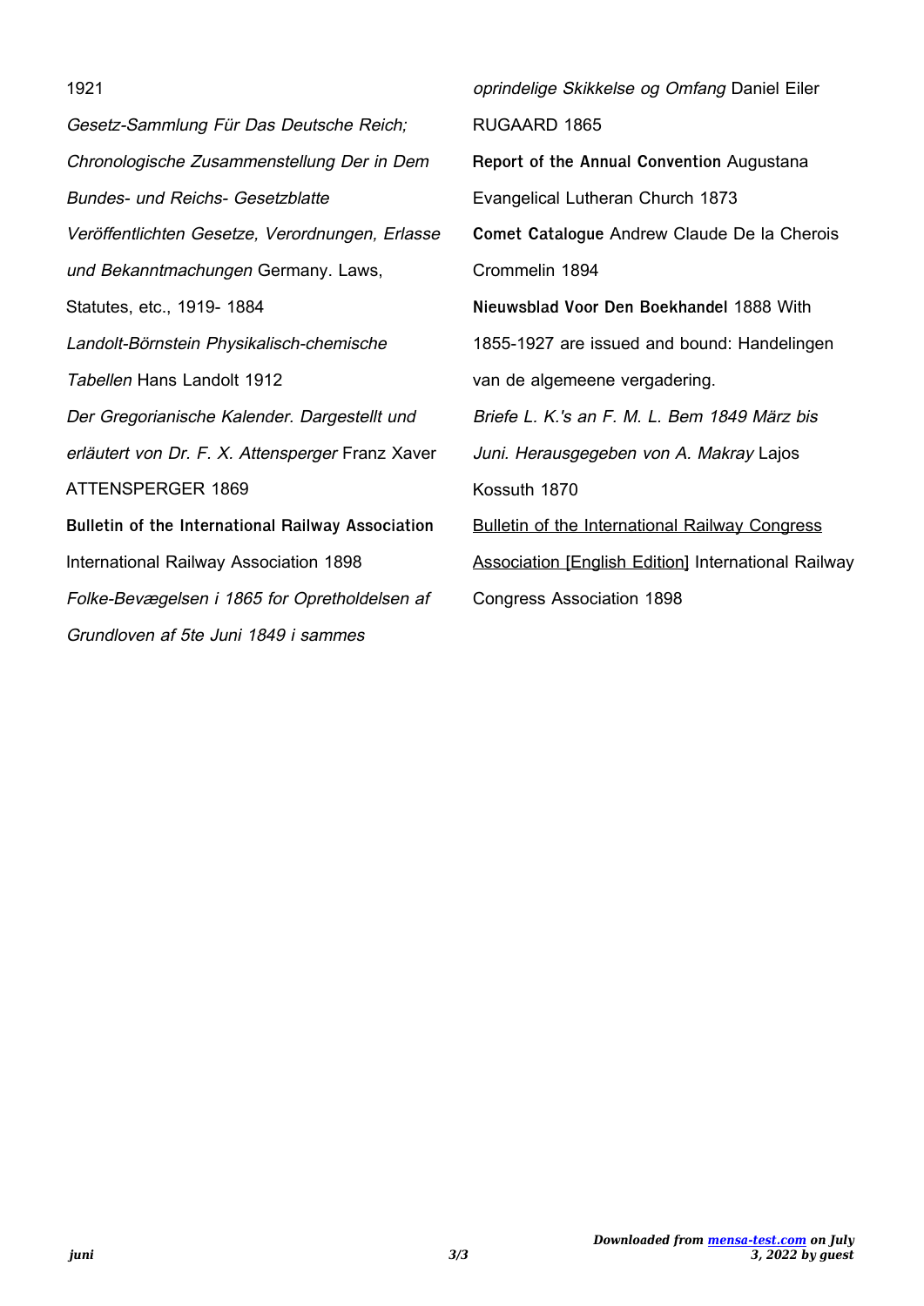1921

*Gesetz-Sammlung Für Das Deutsche Reich; Chronologische Zusammenstellung Der in Dem Bundes- und Reichs- Gesetzblatte Veröffentlichten Gesetze, Verordnungen, Erlasse und Bekanntmachungen* Germany. Laws, Statutes, etc., 1919- 1884

*Landolt-Börnstein Physikalisch-chemische Tabellen* Hans Landolt 1912

*Der Gregorianische Kalender. Dargestellt und erläutert von Dr. F. X. Attensperger* Franz Xaver ATTENSPERGER 1869

**Bulletin of the International Railway Association** International Railway Association 1898

*Folke-Bevægelsen i 1865 for Opretholdelsen af Grundloven af 5te Juni 1849 i sammes oprindelige Skikkelse og Omfang* Daniel Eiler RUGAARD 1865

**Report of the Annual Convention** Augustana Evangelical Lutheran Church 1873

**Comet Catalogue** Andrew Claude De la Cherois Crommelin 1894

**Nieuwsblad Voor Den Boekhandel** 1888 With 1855-1927 are issued and bound: Handelingen van de algemeene vergadering.

*Briefe L. K.'s an F. M. L. Bem 1849 März bis Juni. Herausgegeben von A. Makray* Lajos Kossuth 1870

Bulletin of the International Railway Congress Association [English Edition] International Railway Congress Association 1898